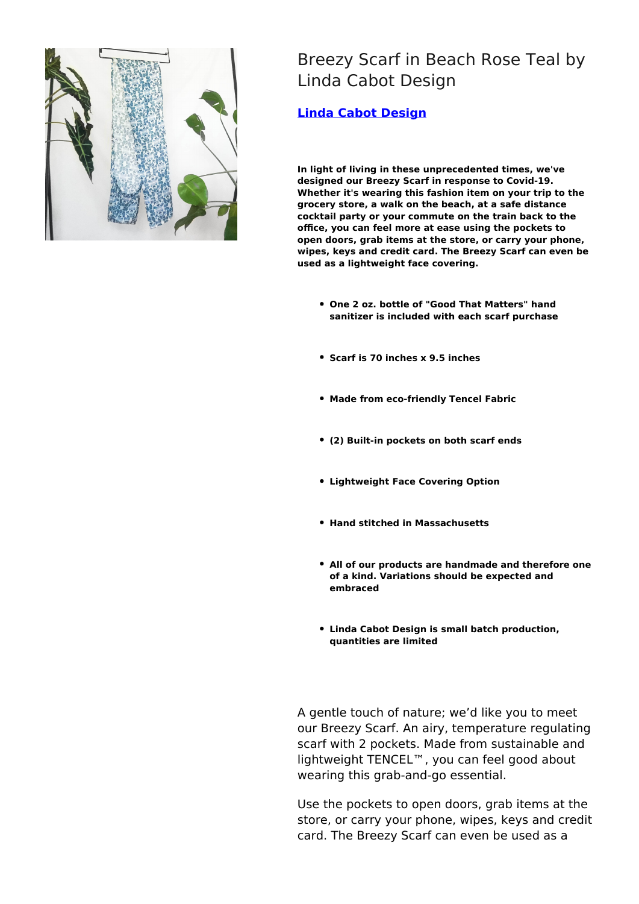# Breezy Scarf in Beach Rose Teal by Linda Cabot Design

**Linda Cabot Design**

**In light of living in these unprecedented times, we've designed our Breezy Scarf in response to Covid-19. Whether it's wearing this fashion item on your trip to the grocery store, a walk on the beach, at a safe distance cocktail party or your commute on the train back to the office, you can feel more at ease using the pockets to open doors, grab items at the store, or carry your phone, wipes, keys and credit card. The Breezy Scarf can even be used as a lightweight face covering.**

- **One 2 oz. bottle of "Good That Matters" hand sanitizer is included with each scarf purchase**
- **Scarf is 70 inches x 9.5 inches**
- **Made from eco-friendly Tencel Fabric**
- **(2) Built-in pockets on both scarf ends**
- **Lightweight Face Covering Option**
- **Hand stitched in Massachusetts**
- **All of our products are handmade and therefore one of a kind. Variations should be expected and embraced**
- **Linda Cabot Design is small batch production, quantities are limited**

A gentle touch of nature; we'd like you to meet our Breezy Scarf. An airy, temperature regulating scarf with 2 pockets. Made from sustainable and lightweight TENCEL™, you can feel good about wearing this grab-and-go essential.

Use the pockets to open doors, grab items at the store, or carry your phone, wipes, keys and credit card. The Breezy Scarf can even be used as a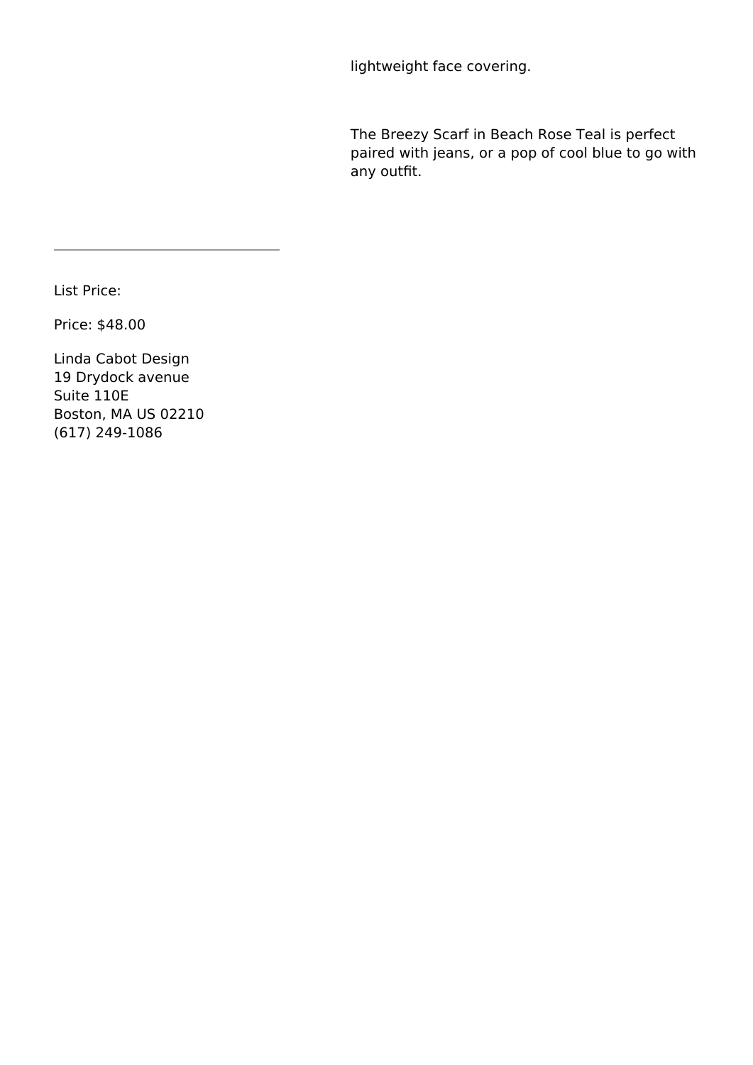lightweight face covering.

The Breezy Scarf in Beach Rose Teal is perfect paired with jeans, or a pop of cool blue to go with any outfit.

---

List Price:

Price: $48.00

Linda Cabot Design  
19 Drydock avenue  
Suite 110E  
Boston, MA US 02210  
(617) 249-1086